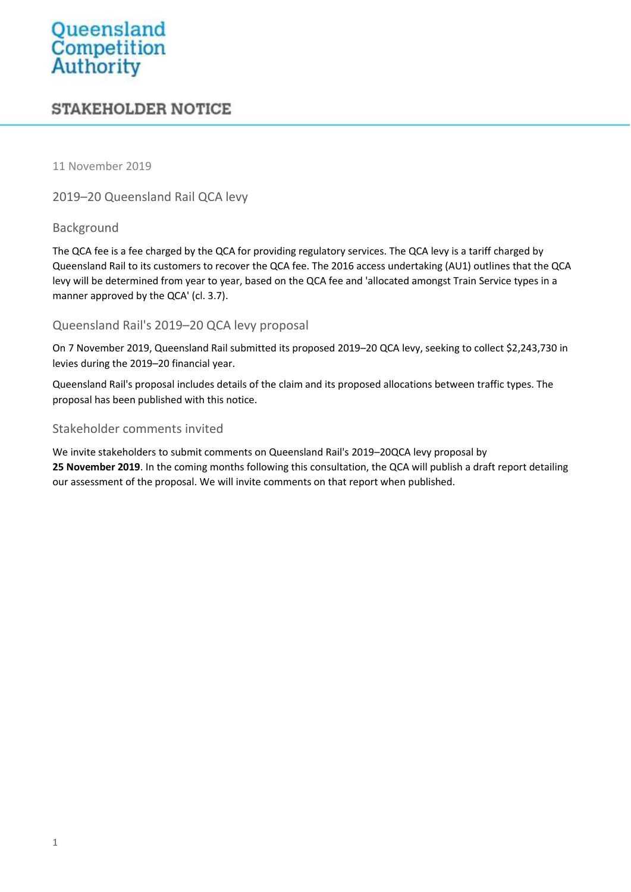# Queensland Competition Authority

## STAKEHOLDER NOTICE

11 November 2019

2019–20 Queensland Rail QCA levy

### Background

The QCA fee is a fee charged by the QCA for providing regulatory services. The QCA levy is a tariff charged by Queensland Rail to its customers to recover the QCA fee. The 2016 access undertaking (AU1) outlines that the QCA levy will be determined from year to year, based on the QCA fee and 'allocated amongst Train Service types in a manner approved by the QCA' (cl. 3.7).

### Queensland Rail's 2019–20 QCA levy proposal

On 7 November 2019, Queensland Rail submitted its proposed 2019–20 QCA levy, seeking to collect $2,243,730 in levies during the 2019–20 financial year.

Queensland Rail's proposal includes details of the claim and its proposed allocations between traffic types. The proposal has been published with this notice.

### Stakeholder comments invited

We invite stakeholders to submit comments on Queensland Rail's 2019–20QCA levy proposal by **25 November 2019**. In the coming months following this consultation, the QCA will publish a draft report detailing our assessment of the proposal. We will invite comments on that report when published.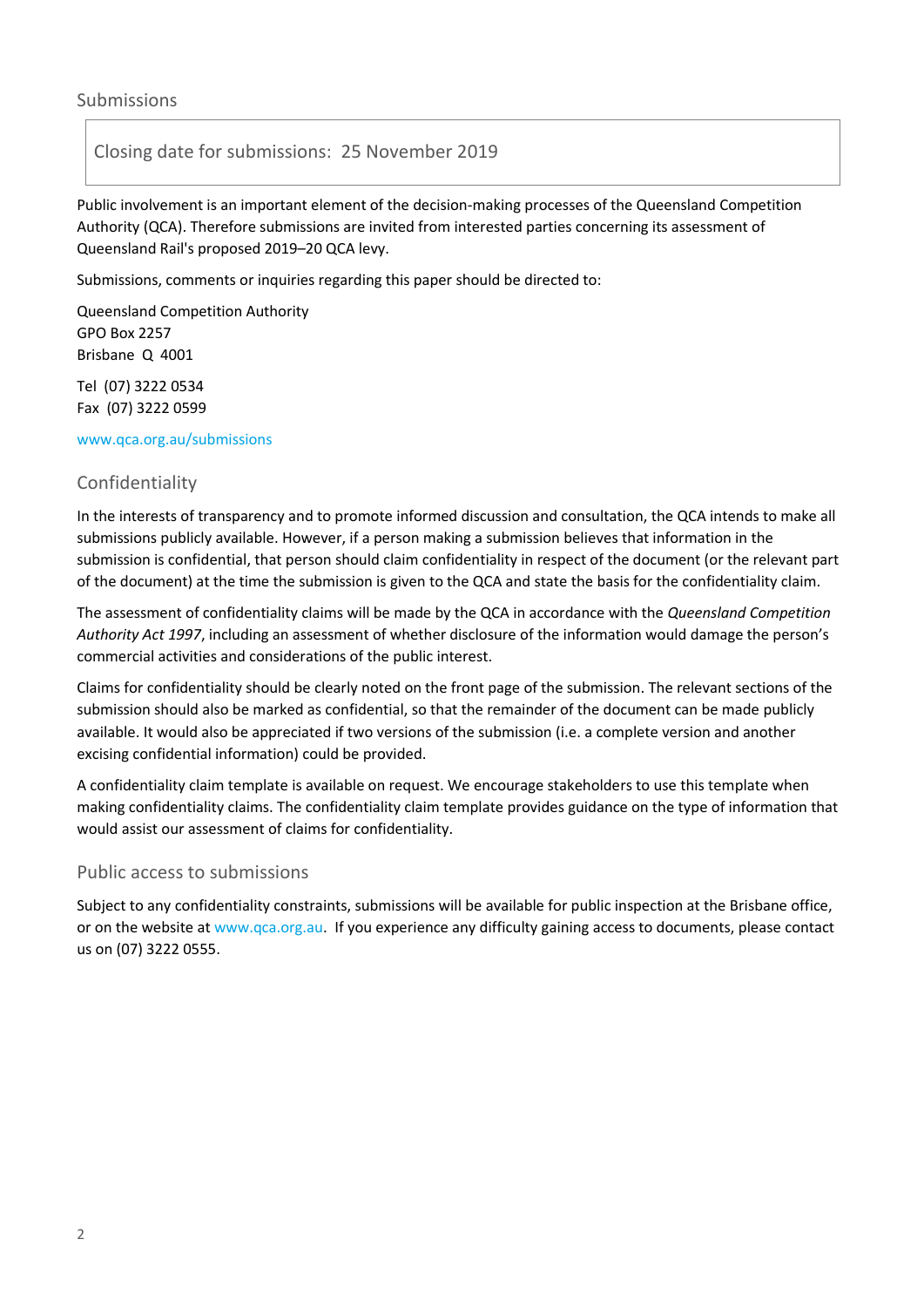## Submissions

Closing date for submissions: 25 November 2019

Public involvement is an important element of the decision-making processes of the Queensland Competition Authority (QCA). Therefore submissions are invited from interested parties concerning its assessment of Queensland Rail's proposed 2019–20 QCA levy.

Submissions, comments or inquiries regarding this paper should be directed to:

Queensland Competition Authority
GPO Box 2257
Brisbane Q 4001

Tel (07) 3222 0534
Fax (07) 3222 0599

www.qca.org.au/submissions

## Confidentiality

In the interests of transparency and to promote informed discussion and consultation, the QCA intends to make all submissions publicly available. However, if a person making a submission believes that information in the submission is confidential, that person should claim confidentiality in respect of the document (or the relevant part of the document) at the time the submission is given to the QCA and state the basis for the confidentiality claim.

The assessment of confidentiality claims will be made by the QCA in accordance with the *Queensland Competition Authority Act 1997*, including an assessment of whether disclosure of the information would damage the person's commercial activities and considerations of the public interest.

Claims for confidentiality should be clearly noted on the front page of the submission. The relevant sections of the submission should also be marked as confidential, so that the remainder of the document can be made publicly available. It would also be appreciated if two versions of the submission (i.e. a complete version and another excising confidential information) could be provided.

A confidentiality claim template is available on request. We encourage stakeholders to use this template when making confidentiality claims. The confidentiality claim template provides guidance on the type of information that would assist our assessment of claims for confidentiality.

## Public access to submissions

Subject to any confidentiality constraints, submissions will be available for public inspection at the Brisbane office, or on the website at www.qca.org.au. If you experience any difficulty gaining access to documents, please contact us on (07) 3222 0555.